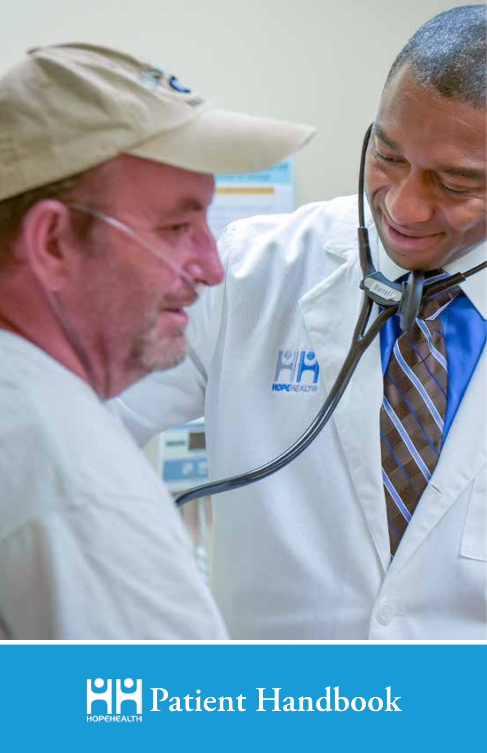# Patient Handbook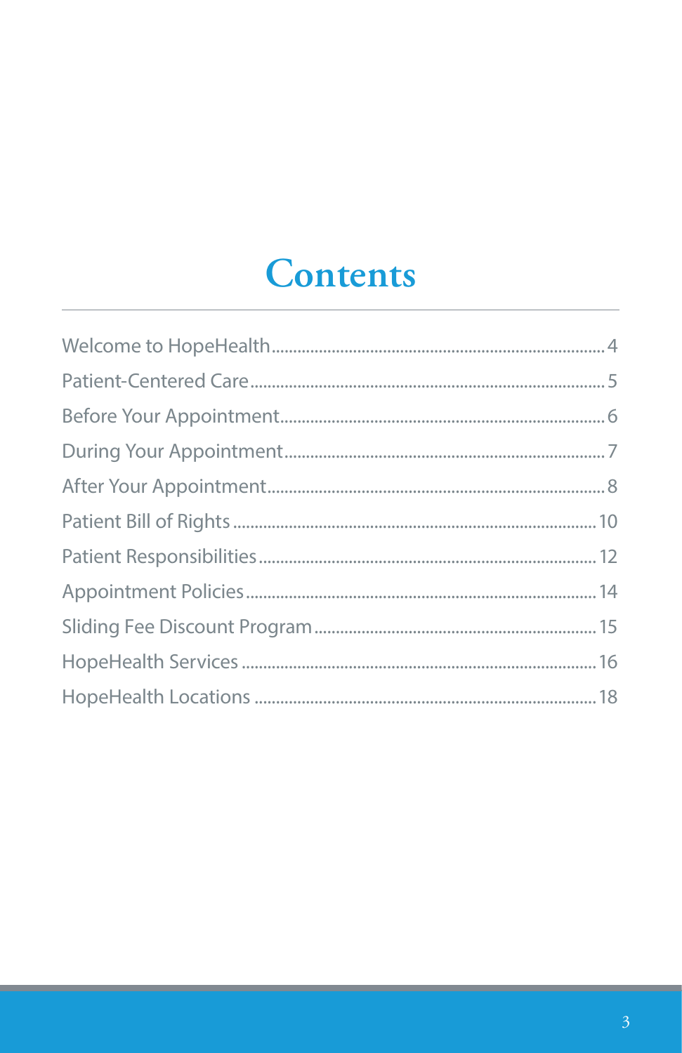# Contents

Welcome to HopeHealth............................................................................4
Patient-Centered Care.............................................................................5
Before Your Appointment........................................................................6
During Your Appointment........................................................................7
After Your Appointment...........................................................................8
Patient Bill of Rights...............................................................................10
Patient Responsibilities..........................................................................12
Appointment Policies.............................................................................14
Sliding Fee Discount Program................................................................15
HopeHealth Services..............................................................................16
HopeHealth Locations............................................................................18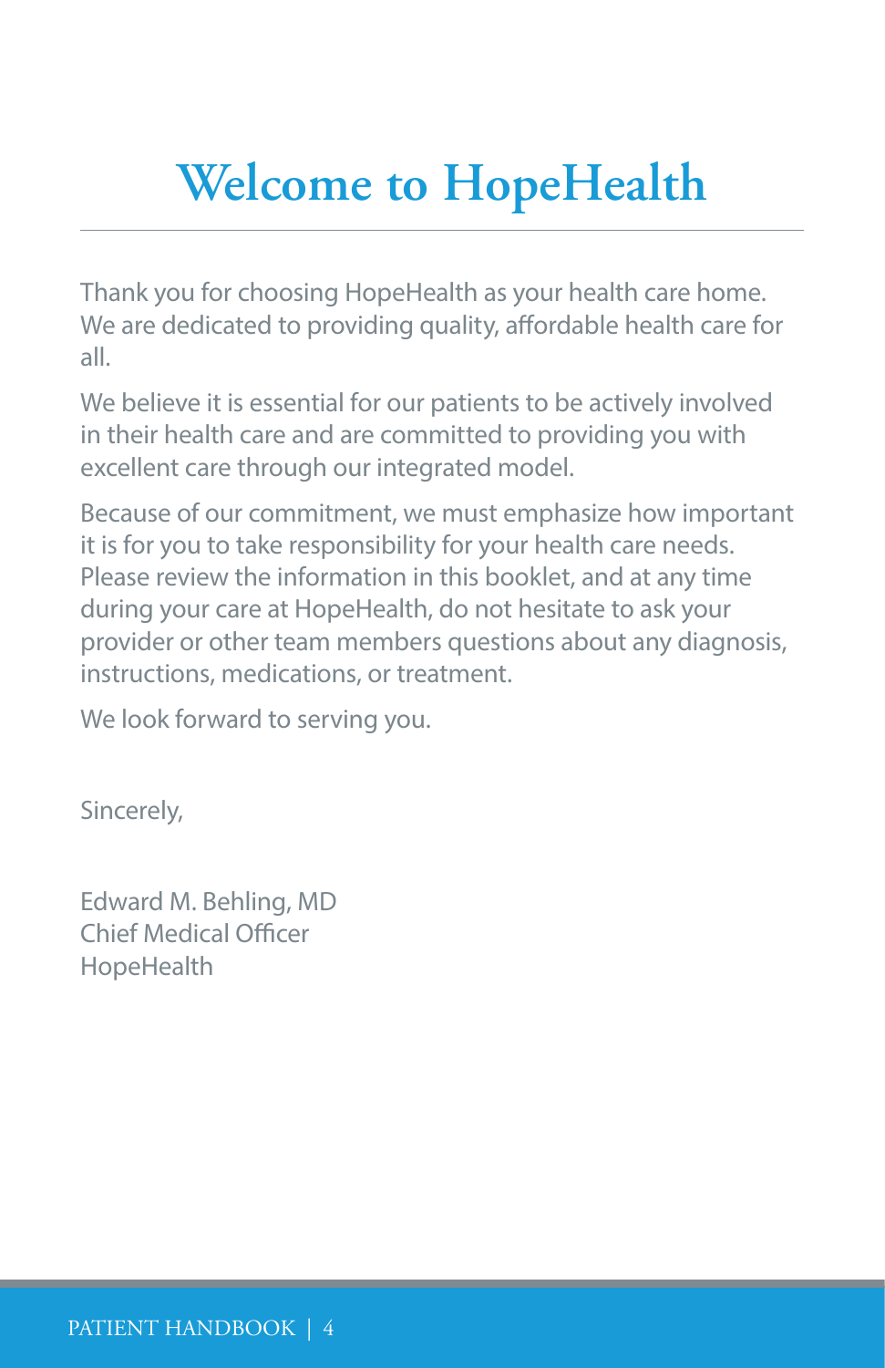# Welcome to HopeHealth

Thank you for choosing HopeHealth as your health care home. We are dedicated to providing quality, affordable health care for all.

We believe it is essential for our patients to be actively involved in their health care and are committed to providing you with excellent care through our integrated model.

Because of our commitment, we must emphasize how important it is for you to take responsibility for your health care needs. Please review the information in this booklet, and at any time during your care at HopeHealth, do not hesitate to ask your provider or other team members questions about any diagnosis, instructions, medications, or treatment.

We look forward to serving you.

Sincerely,

Edward M. Behling, MD  
Chief Medical Officer  
HopeHealth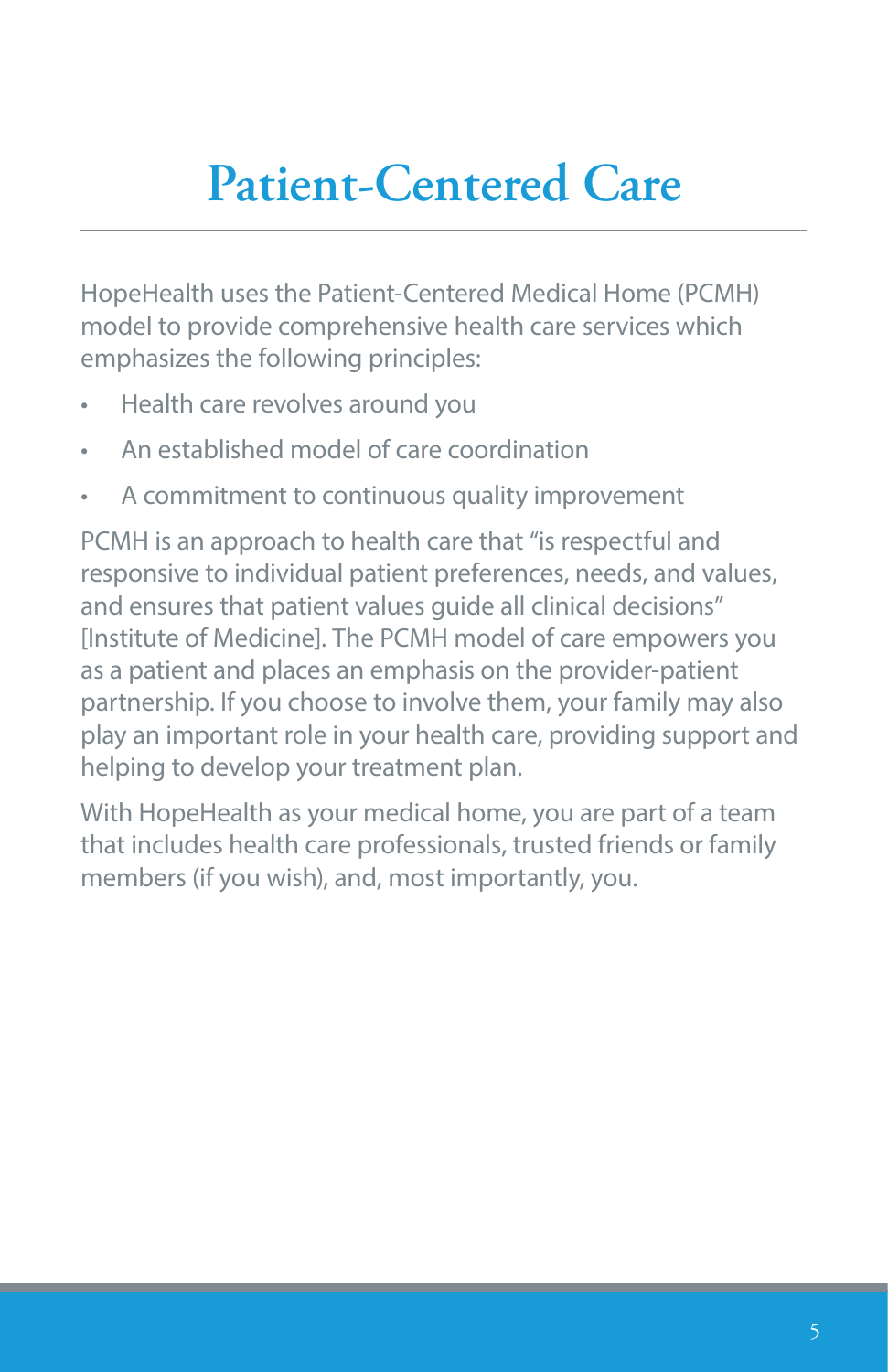# Patient-Centered Care

HopeHealth uses the Patient-Centered Medical Home (PCMH) model to provide comprehensive health care services which emphasizes the following principles:

- Health care revolves around you
- An established model of care coordination
- A commitment to continuous quality improvement

PCMH is an approach to health care that "is respectful and responsive to individual patient preferences, needs, and values, and ensures that patient values guide all clinical decisions" [Institute of Medicine]. The PCMH model of care empowers you as a patient and places an emphasis on the provider-patient partnership. If you choose to involve them, your family may also play an important role in your health care, providing support and helping to develop your treatment plan.

With HopeHealth as your medical home, you are part of a team that includes health care professionals, trusted friends or family members (if you wish), and, most importantly, you.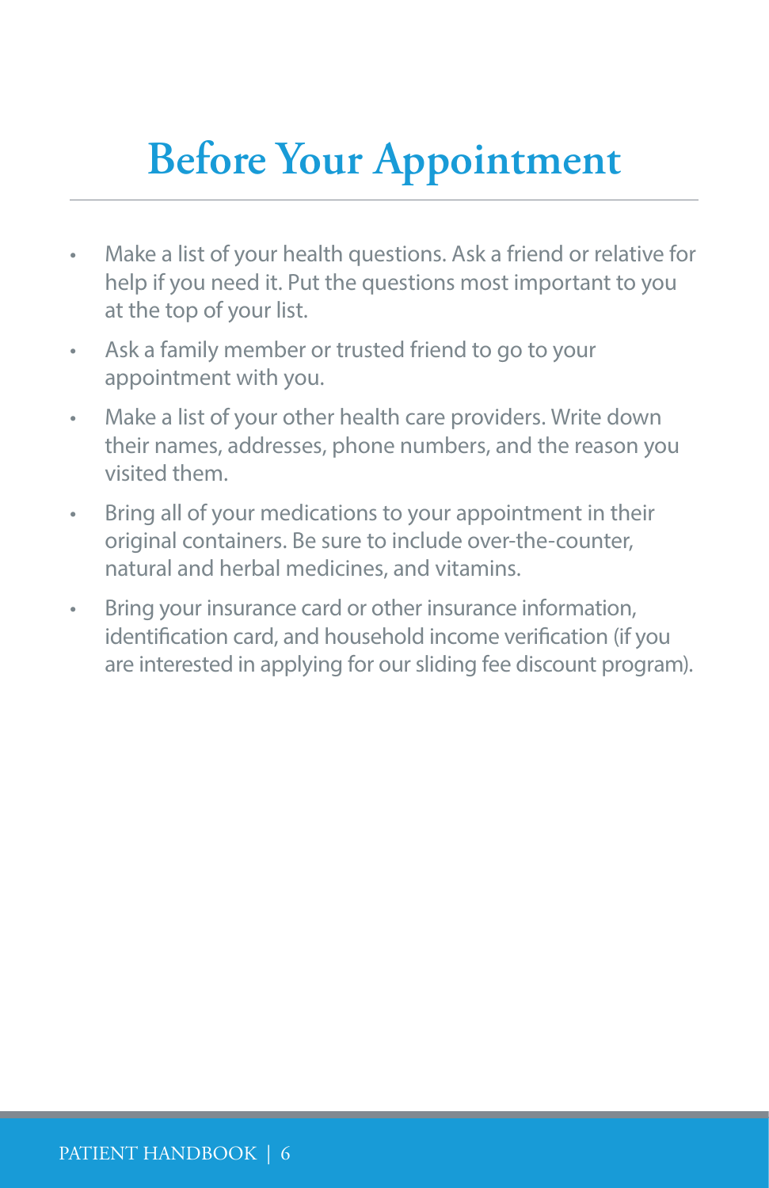# Before Your Appointment

- Make a list of your health questions. Ask a friend or relative for help if you need it. Put the questions most important to you at the top of your list.
- Ask a family member or trusted friend to go to your appointment with you.
- Make a list of your other health care providers. Write down their names, addresses, phone numbers, and the reason you visited them.
- Bring all of your medications to your appointment in their original containers. Be sure to include over-the-counter, natural and herbal medicines, and vitamins.
- Bring your insurance card or other insurance information, identification card, and household income verification (if you are interested in applying for our sliding fee discount program).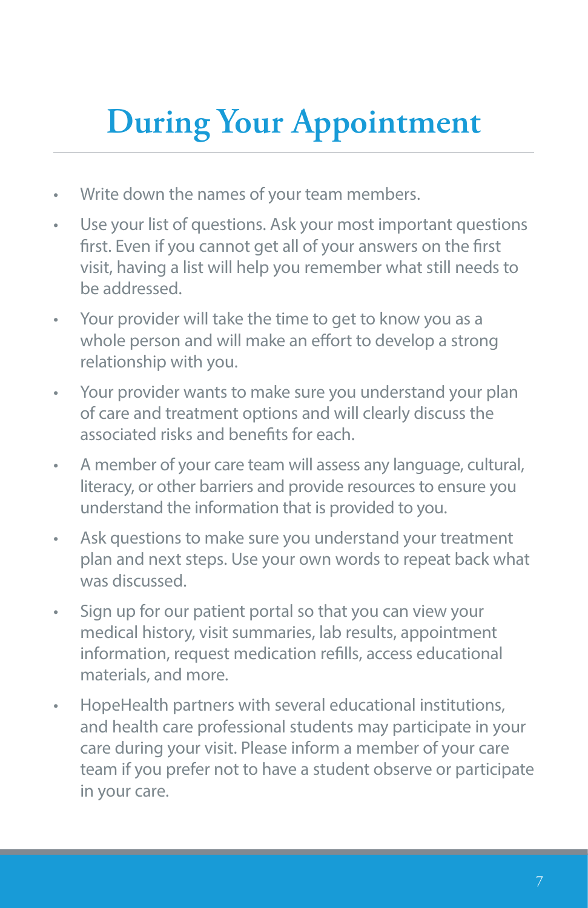# During Your Appointment

- Write down the names of your team members.
- Use your list of questions. Ask your most important questions first. Even if you cannot get all of your answers on the first visit, having a list will help you remember what still needs to be addressed.
- Your provider will take the time to get to know you as a whole person and will make an effort to develop a strong relationship with you.
- Your provider wants to make sure you understand your plan of care and treatment options and will clearly discuss the associated risks and benefits for each.
- A member of your care team will assess any language, cultural, literacy, or other barriers and provide resources to ensure you understand the information that is provided to you.
- Ask questions to make sure you understand your treatment plan and next steps. Use your own words to repeat back what was discussed.
- Sign up for our patient portal so that you can view your medical history, visit summaries, lab results, appointment information, request medication refills, access educational materials, and more.
- HopeHealth partners with several educational institutions, and health care professional students may participate in your care during your visit. Please inform a member of your care team if you prefer not to have a student observe or participate in your care.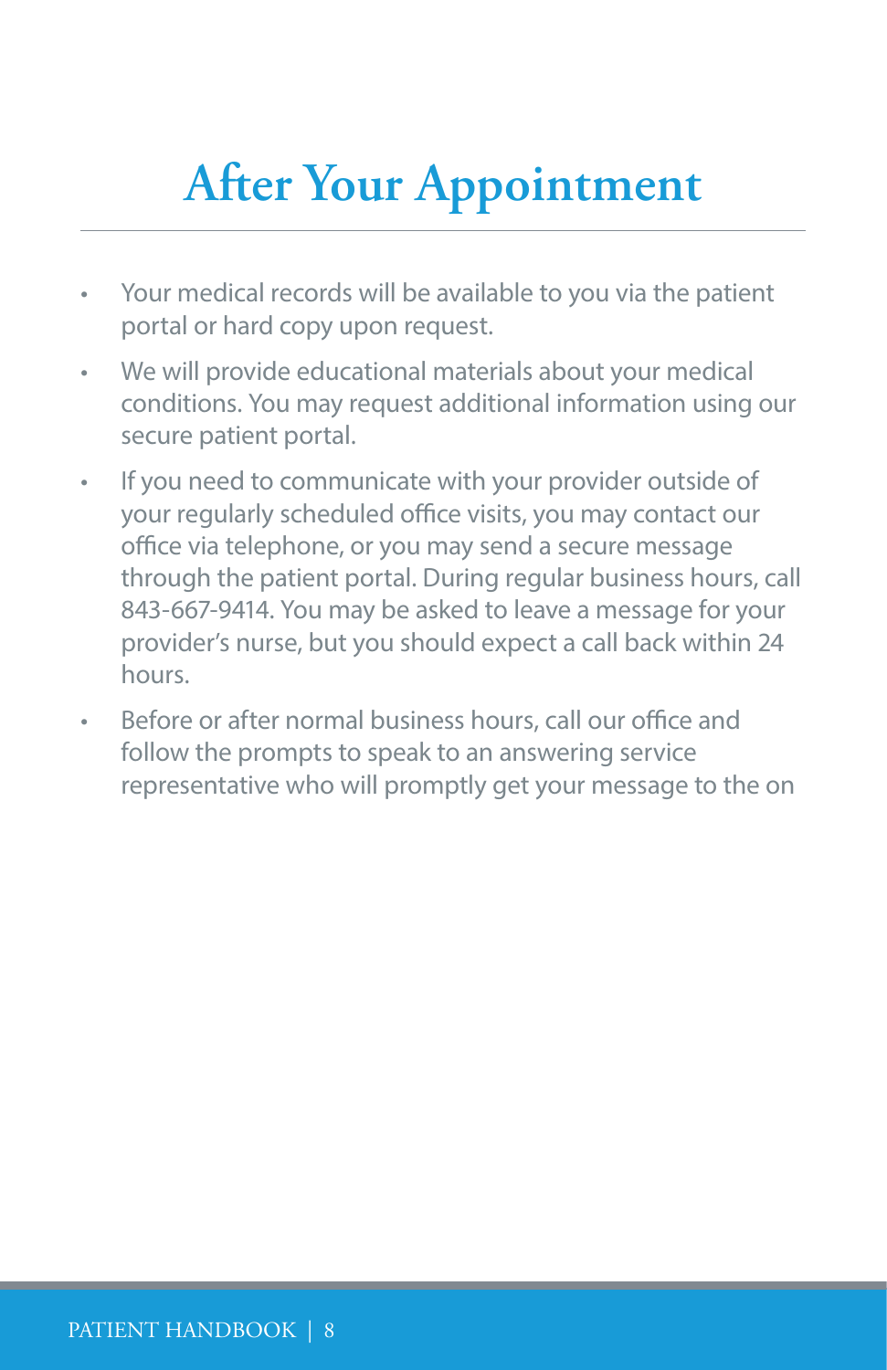# After Your Appointment

- Your medical records will be available to you via the patient portal or hard copy upon request.
- We will provide educational materials about your medical conditions. You may request additional information using our secure patient portal.
- If you need to communicate with your provider outside of your regularly scheduled office visits, you may contact our office via telephone, or you may send a secure message through the patient portal. During regular business hours, call 843-667-9414. You may be asked to leave a message for your provider's nurse, but you should expect a call back within 24 hours.
- Before or after normal business hours, call our office and follow the prompts to speak to an answering service representative who will promptly get your message to the on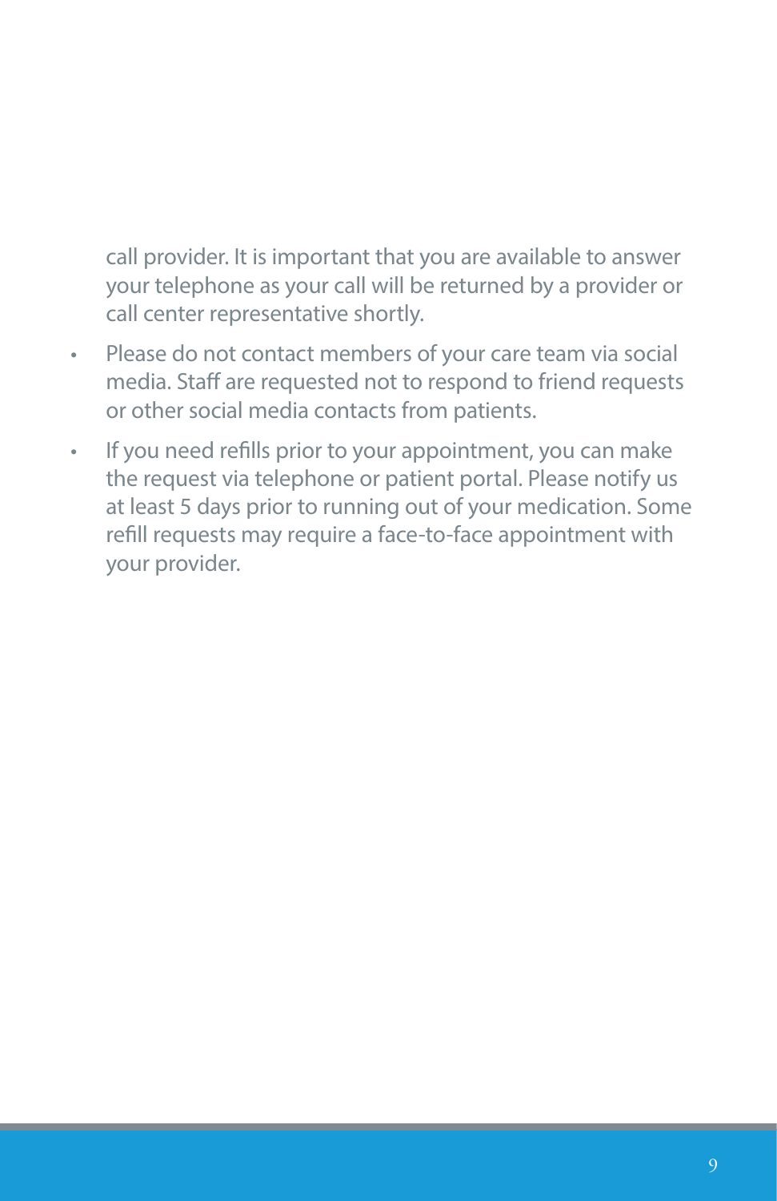call provider. It is important that you are available to answer your telephone as your call will be returned by a provider or call center representative shortly.

- Please do not contact members of your care team via social media. Staff are requested not to respond to friend requests or other social media contacts from patients.
- If you need refills prior to your appointment, you can make the request via telephone or patient portal. Please notify us at least 5 days prior to running out of your medication. Some refill requests may require a face-to-face appointment with your provider.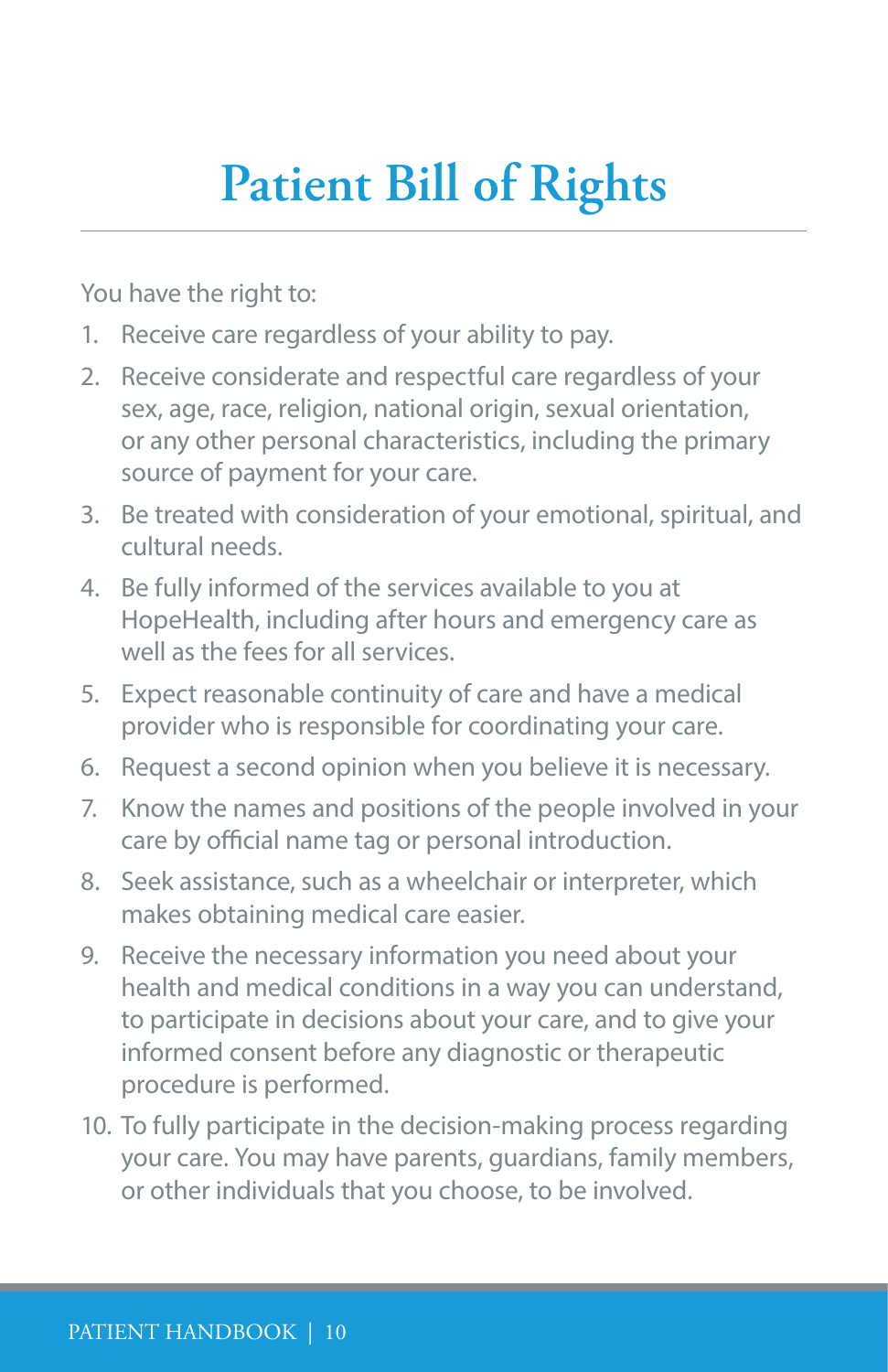# Patient Bill of Rights

You have the right to:

1. Receive care regardless of your ability to pay.
2. Receive considerate and respectful care regardless of your sex, age, race, religion, national origin, sexual orientation, or any other personal characteristics, including the primary source of payment for your care.
3. Be treated with consideration of your emotional, spiritual, and cultural needs.
4. Be fully informed of the services available to you at HopeHealth, including after hours and emergency care as well as the fees for all services.
5. Expect reasonable continuity of care and have a medical provider who is responsible for coordinating your care.
6. Request a second opinion when you believe it is necessary.
7. Know the names and positions of the people involved in your care by official name tag or personal introduction.
8. Seek assistance, such as a wheelchair or interpreter, which makes obtaining medical care easier.
9. Receive the necessary information you need about your health and medical conditions in a way you can understand, to participate in decisions about your care, and to give your informed consent before any diagnostic or therapeutic procedure is performed.
10. To fully participate in the decision-making process regarding your care. You may have parents, guardians, family members, or other individuals that you choose, to be involved.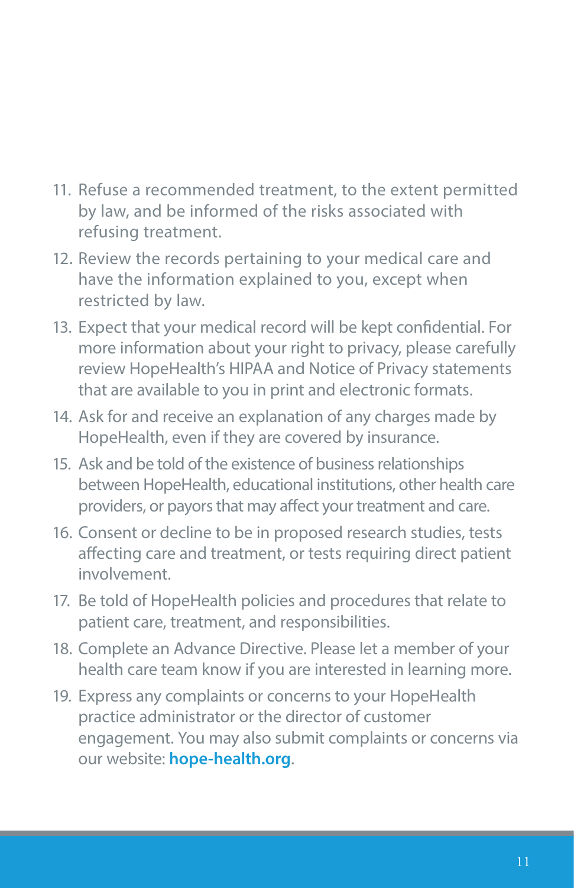11. Refuse a recommended treatment, to the extent permitted by law, and be informed of the risks associated with refusing treatment.
12. Review the records pertaining to your medical care and have the information explained to you, except when restricted by law.
13. Expect that your medical record will be kept confidential. For more information about your right to privacy, please carefully review HopeHealth's HIPAA and Notice of Privacy statements that are available to you in print and electronic formats.
14. Ask for and receive an explanation of any charges made by HopeHealth, even if they are covered by insurance.
15. Ask and be told of the existence of business relationships between HopeHealth, educational institutions, other health care providers, or payors that may affect your treatment and care.
16. Consent or decline to be in proposed research studies, tests affecting care and treatment, or tests requiring direct patient involvement.
17. Be told of HopeHealth policies and procedures that relate to patient care, treatment, and responsibilities.
18. Complete an Advance Directive. Please let a member of your health care team know if you are interested in learning more.
19. Express any complaints or concerns to your HopeHealth practice administrator or the director of customer engagement. You may also submit complaints or concerns via our website: **hope-health.org**.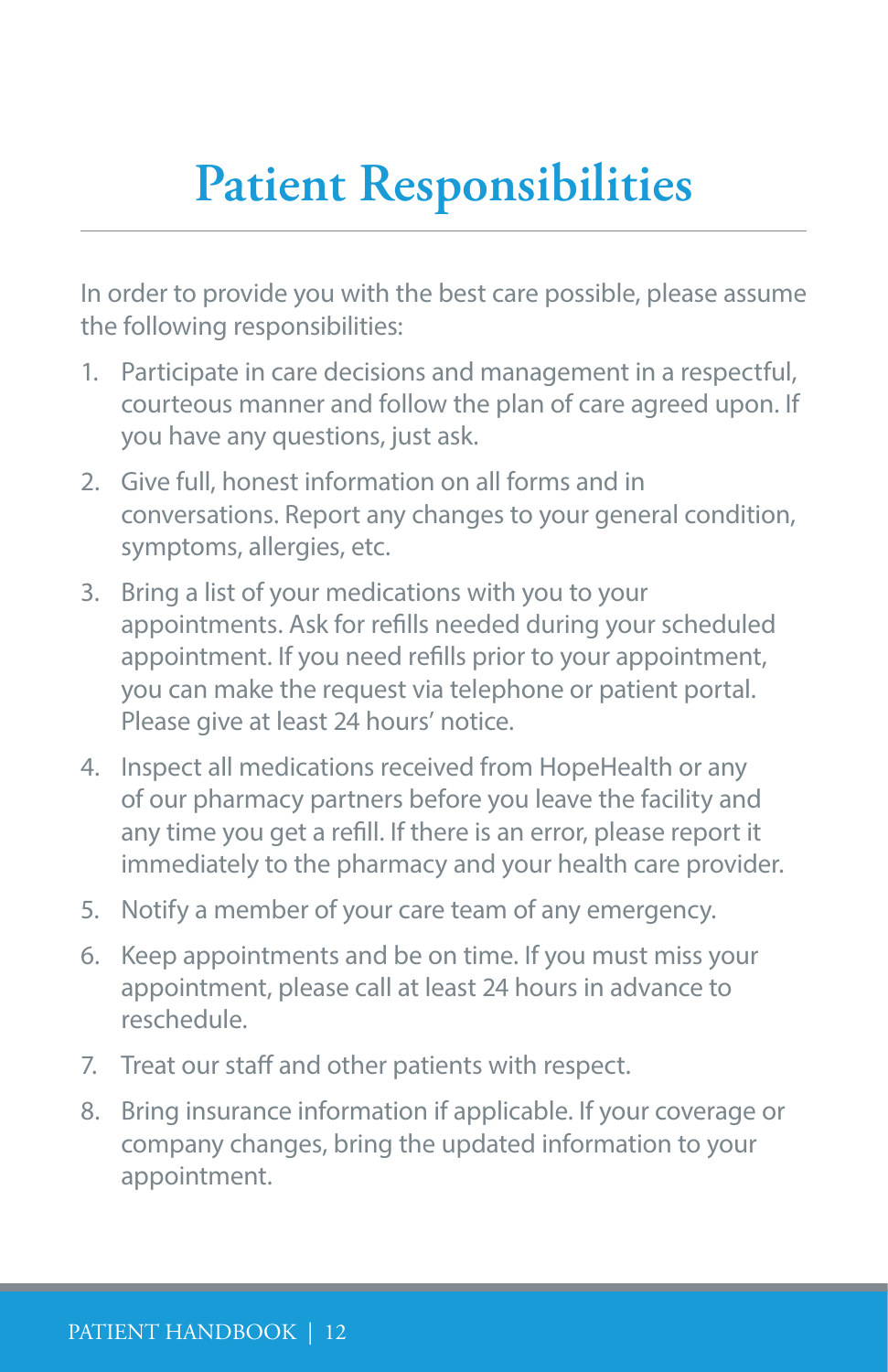# Patient Responsibilities

In order to provide you with the best care possible, please assume the following responsibilities:

1. Participate in care decisions and management in a respectful, courteous manner and follow the plan of care agreed upon. If you have any questions, just ask.
2. Give full, honest information on all forms and in conversations. Report any changes to your general condition, symptoms, allergies, etc.
3. Bring a list of your medications with you to your appointments. Ask for refills needed during your scheduled appointment. If you need refills prior to your appointment, you can make the request via telephone or patient portal. Please give at least 24 hours' notice.
4. Inspect all medications received from HopeHealth or any of our pharmacy partners before you leave the facility and any time you get a refill. If there is an error, please report it immediately to the pharmacy and your health care provider.
5. Notify a member of your care team of any emergency.
6. Keep appointments and be on time. If you must miss your appointment, please call at least 24 hours in advance to reschedule.
7. Treat our staff and other patients with respect.
8. Bring insurance information if applicable. If your coverage or company changes, bring the updated information to your appointment.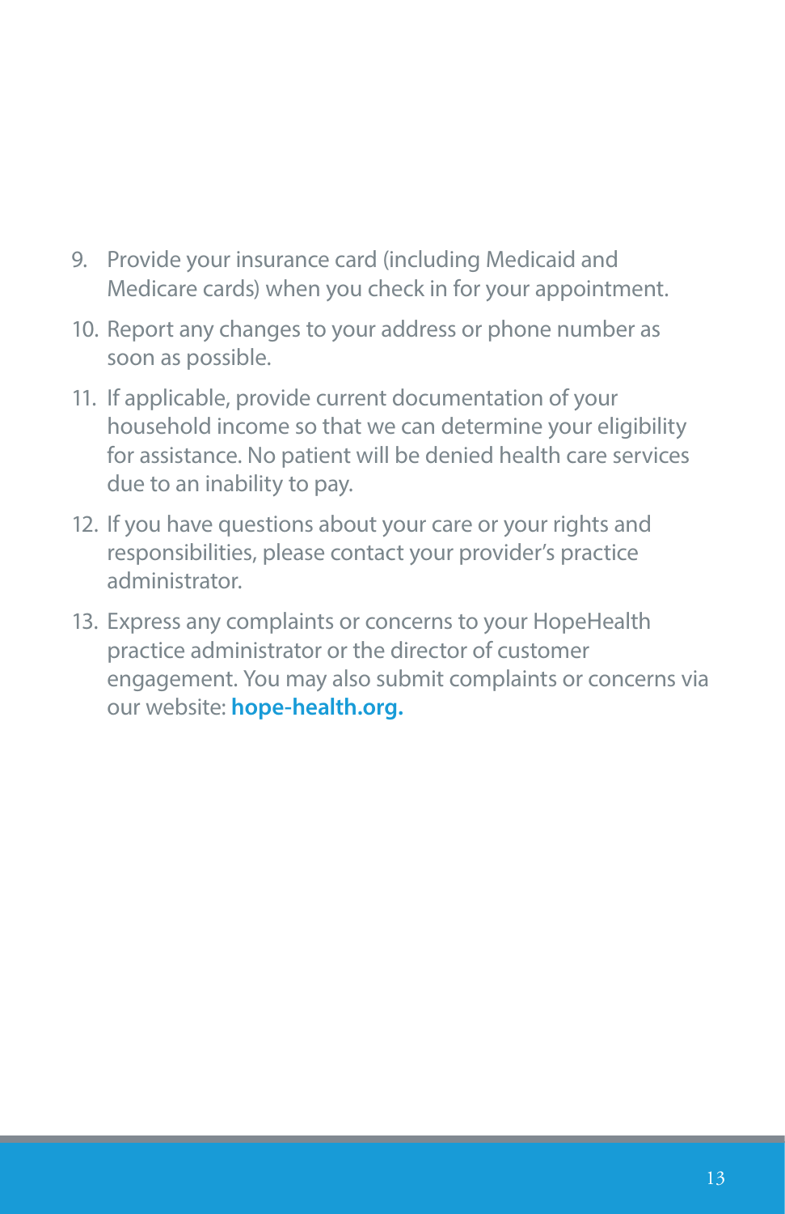9. Provide your insurance card (including Medicaid and Medicare cards) when you check in for your appointment.
10. Report any changes to your address or phone number as soon as possible.
11. If applicable, provide current documentation of your household income so that we can determine your eligibility for assistance. No patient will be denied health care services due to an inability to pay.
12. If you have questions about your care or your rights and responsibilities, please contact your provider's practice administrator.
13. Express any complaints or concerns to your HopeHealth practice administrator or the director of customer engagement. You may also submit complaints or concerns via our website: **hope-health.org.**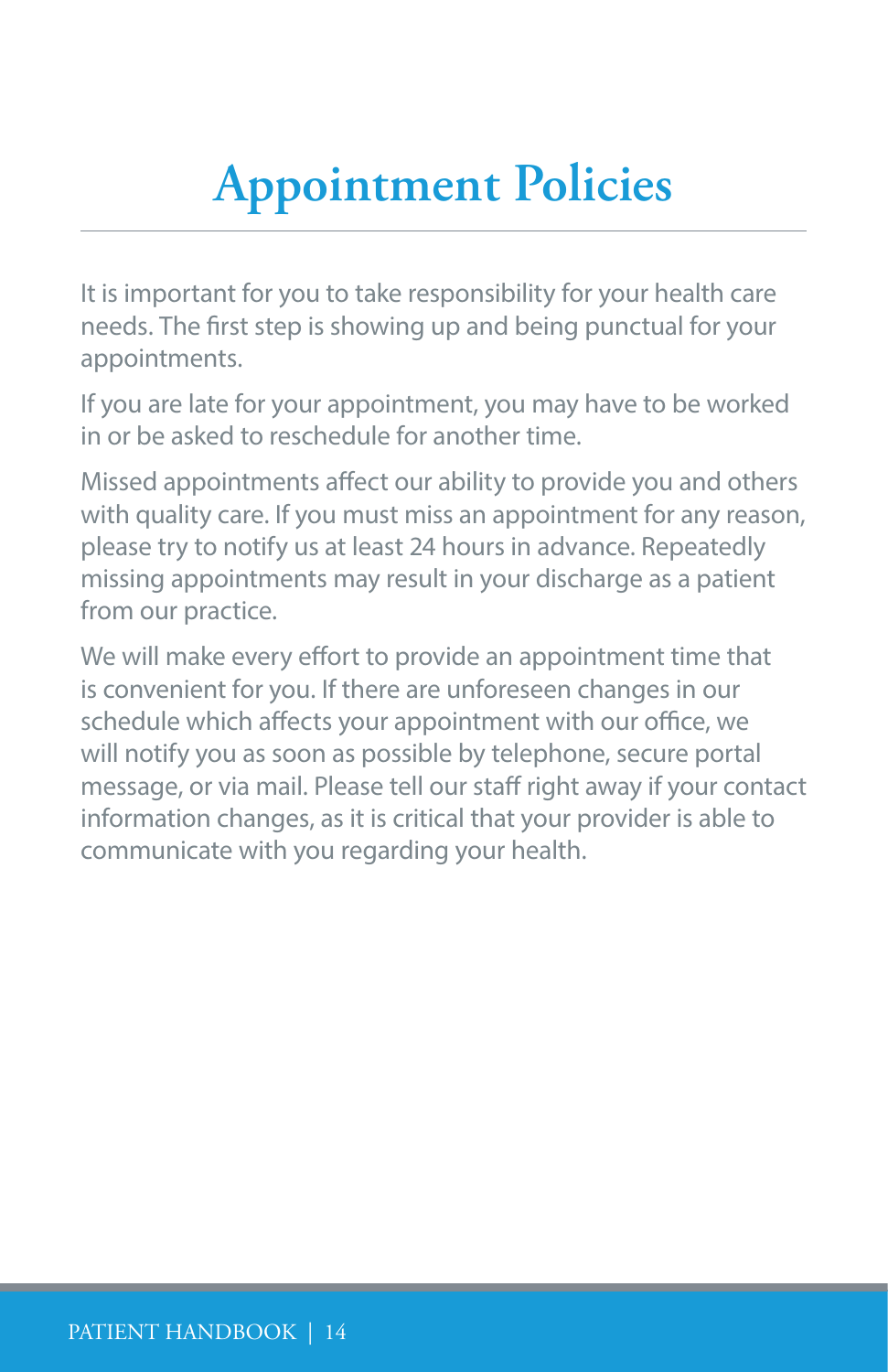# Appointment Policies

It is important for you to take responsibility for your health care needs. The first step is showing up and being punctual for your appointments.

If you are late for your appointment, you may have to be worked in or be asked to reschedule for another time.

Missed appointments affect our ability to provide you and others with quality care. If you must miss an appointment for any reason, please try to notify us at least 24 hours in advance. Repeatedly missing appointments may result in your discharge as a patient from our practice.

We will make every effort to provide an appointment time that is convenient for you. If there are unforeseen changes in our schedule which affects your appointment with our office, we will notify you as soon as possible by telephone, secure portal message, or via mail. Please tell our staff right away if your contact information changes, as it is critical that your provider is able to communicate with you regarding your health.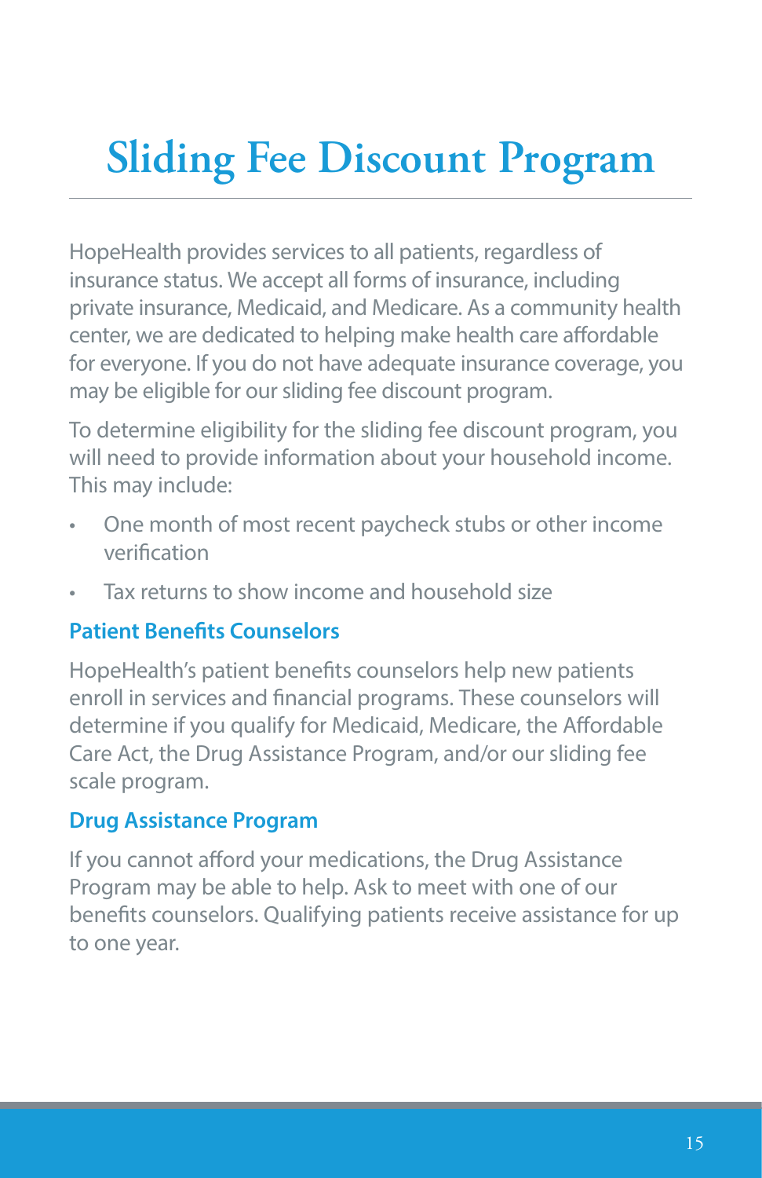# Sliding Fee Discount Program

HopeHealth provides services to all patients, regardless of insurance status. We accept all forms of insurance, including private insurance, Medicaid, and Medicare. As a community health center, we are dedicated to helping make health care affordable for everyone. If you do not have adequate insurance coverage, you may be eligible for our sliding fee discount program.

To determine eligibility for the sliding fee discount program, you will need to provide information about your household income. This may include:

- One month of most recent paycheck stubs or other income verification
- Tax returns to show income and household size

## Patient Benefits Counselors

HopeHealth's patient benefits counselors help new patients enroll in services and financial programs. These counselors will determine if you qualify for Medicaid, Medicare, the Affordable Care Act, the Drug Assistance Program, and/or our sliding fee scale program.

## Drug Assistance Program

If you cannot afford your medications, the Drug Assistance Program may be able to help. Ask to meet with one of our benefits counselors. Qualifying patients receive assistance for up to one year.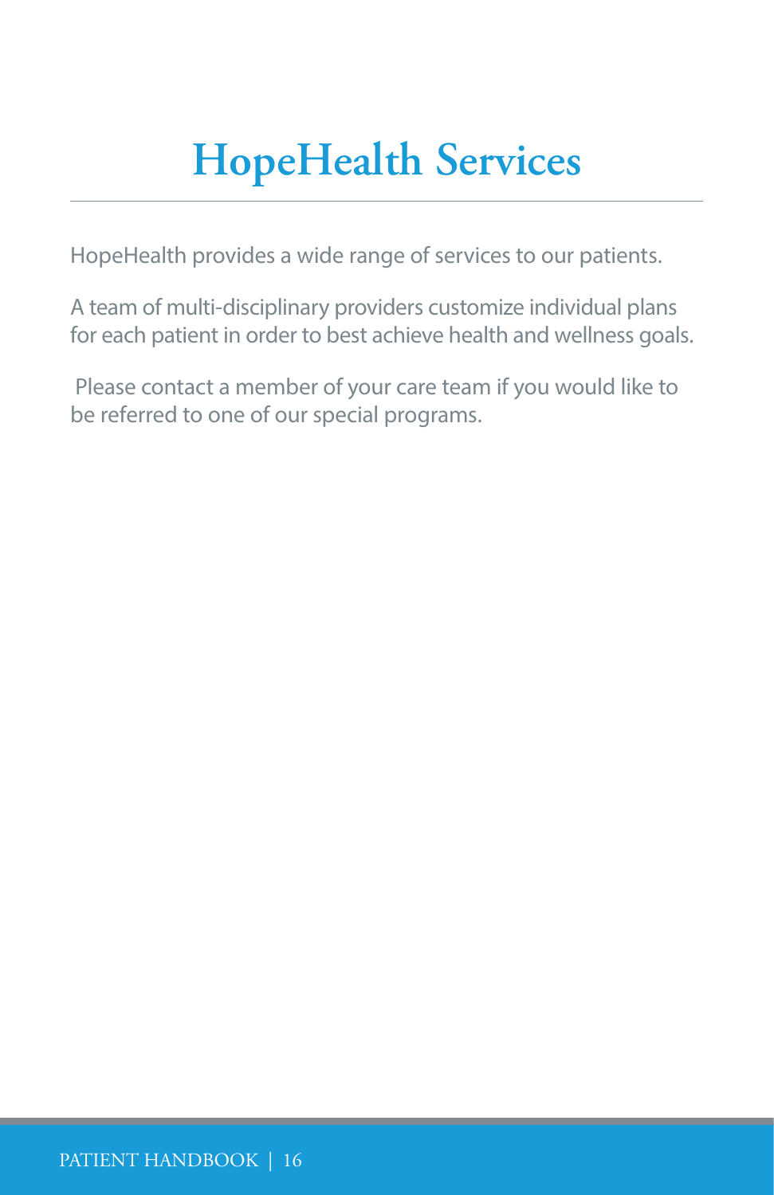# HopeHealth Services

HopeHealth provides a wide range of services to our patients.

A team of multi-disciplinary providers customize individual plans for each patient in order to best achieve health and wellness goals.

Please contact a member of your care team if you would like to be referred to one of our special programs.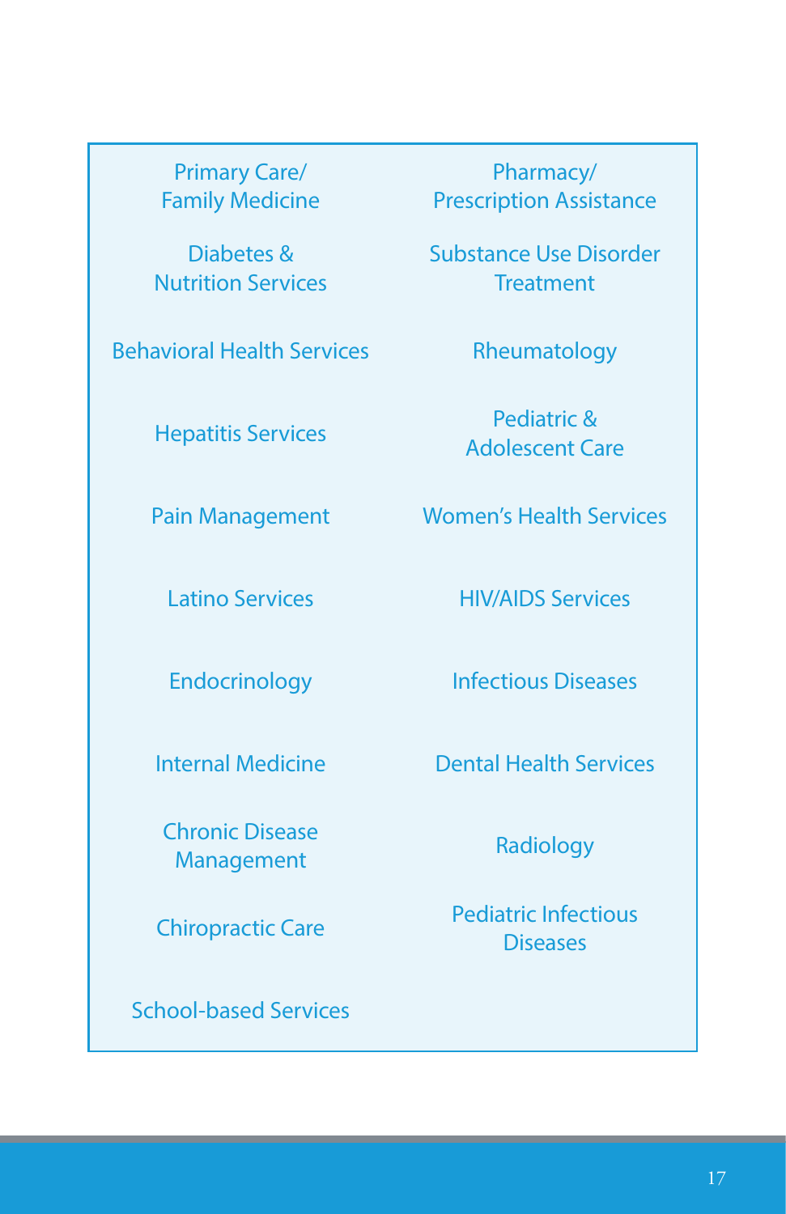- Primary Care/ Family Medicine
- Pharmacy/ Prescription Assistance
- Diabetes & Nutrition Services
- Substance Use Disorder Treatment
- Behavioral Health Services
- Rheumatology
- Hepatitis Services
- Pediatric & Adolescent Care
- Pain Management
- Women's Health Services
- Latino Services
- HIV/AIDS Services
- Endocrinology
- Infectious Diseases
- Internal Medicine
- Dental Health Services
- Chronic Disease Management
- Radiology
- Chiropractic Care
- Pediatric Infectious Diseases
- School-based Services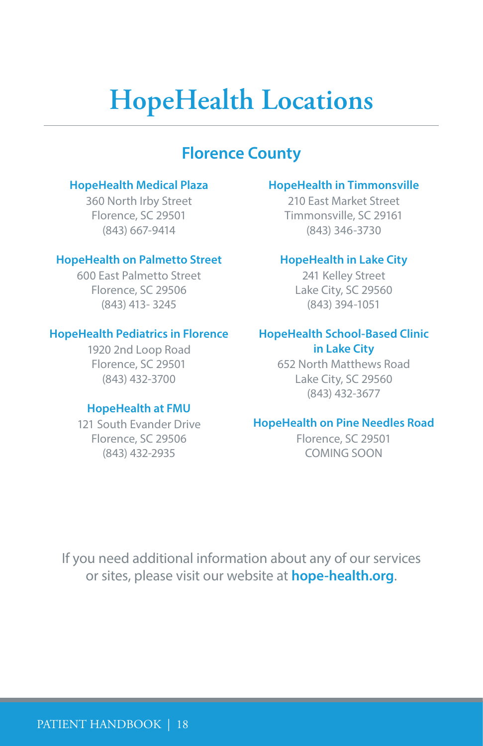# HopeHealth Locations

## Florence County

**HopeHealth Medical Plaza**
360 North Irby Street
Florence, SC 29501
(843) 667-9414

**HopeHealth on Palmetto Street**
600 East Palmetto Street
Florence, SC 29506
(843) 413- 3245

**HopeHealth Pediatrics in Florence**
1920 2nd Loop Road
Florence, SC 29501
(843) 432-3700

**HopeHealth at FMU**
121 South Evander Drive
Florence, SC 29506
(843) 432-2935

**HopeHealth in Timmonsville**
210 East Market Street
Timmonsville, SC 29161
(843) 346-3730

**HopeHealth in Lake City**
241 Kelley Street
Lake City, SC 29560
(843) 394-1051

**HopeHealth School-Based Clinic in Lake City**
652 North Matthews Road
Lake City, SC 29560
(843) 432-3677

**HopeHealth on Pine Needles Road**
Florence, SC 29501
COMING SOON

If you need additional information about any of our services or sites, please visit our website at **hope-health.org**.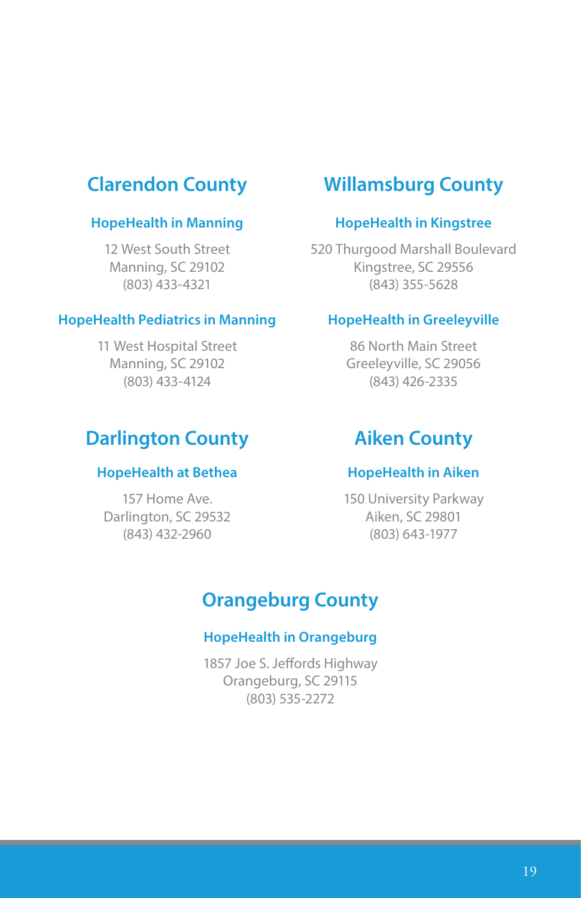## Clarendon County

### HopeHealth in Manning

12 West South Street
Manning, SC 29102
(803) 433-4321

### HopeHealth Pediatrics in Manning

11 West Hospital Street
Manning, SC 29102
(803) 433-4124

## Willamsburg County

### HopeHealth in Kingstree

520 Thurgood Marshall Boulevard
Kingstree, SC 29556
(843) 355-5628

### HopeHealth in Greeleyville

86 North Main Street
Greeleyville, SC 29056
(843) 426-2335

## Darlington County

### HopeHealth at Bethea

157 Home Ave.
Darlington, SC 29532
(843) 432-2960

## Aiken County

### HopeHealth in Aiken

150 University Parkway
Aiken, SC 29801
(803) 643-1977

## Orangeburg County

### HopeHealth in Orangeburg

1857 Joe S. Jeffords Highway
Orangeburg, SC 29115
(803) 535-2272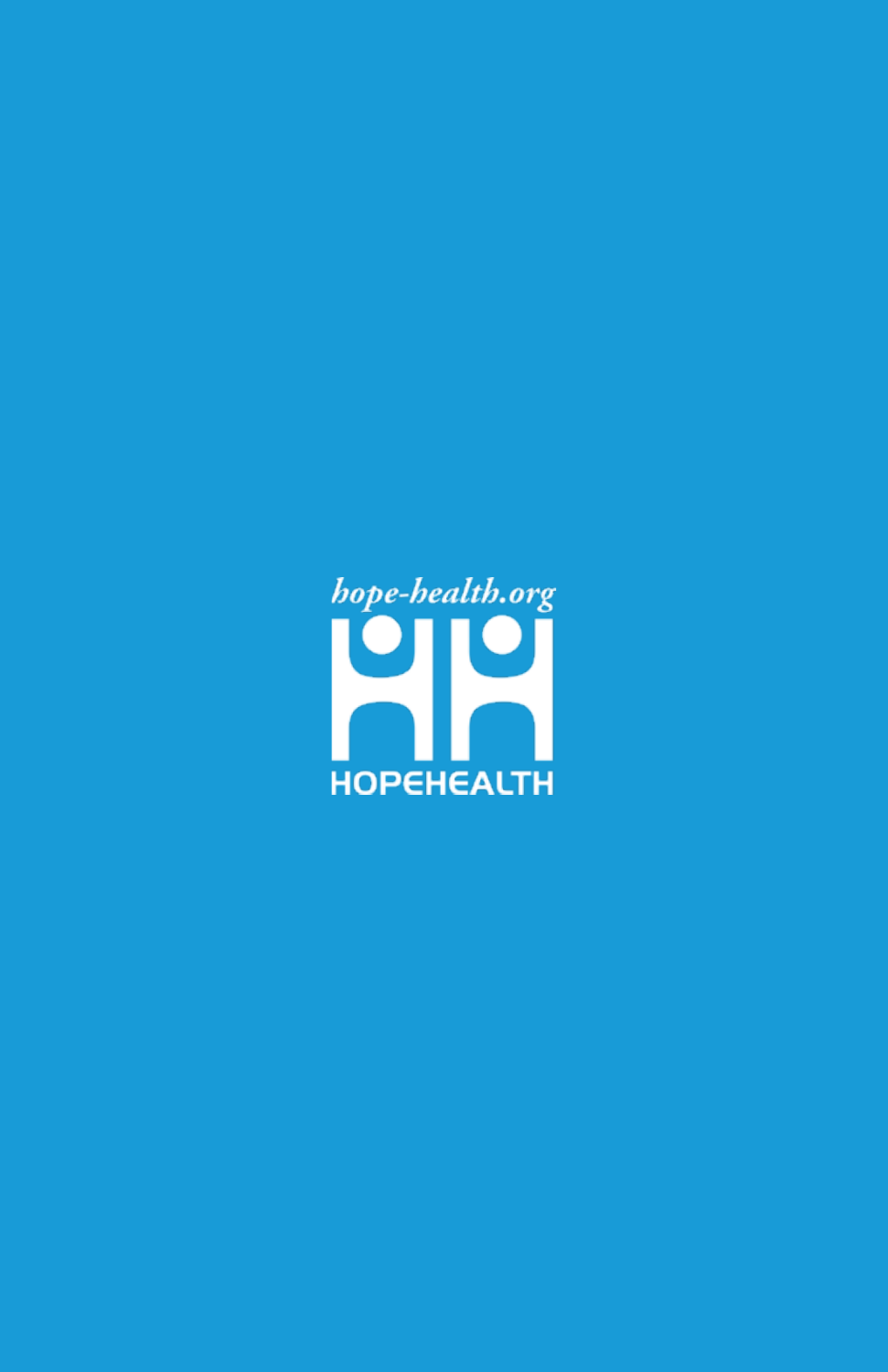*hope-health.org*

HOPEHEALTH